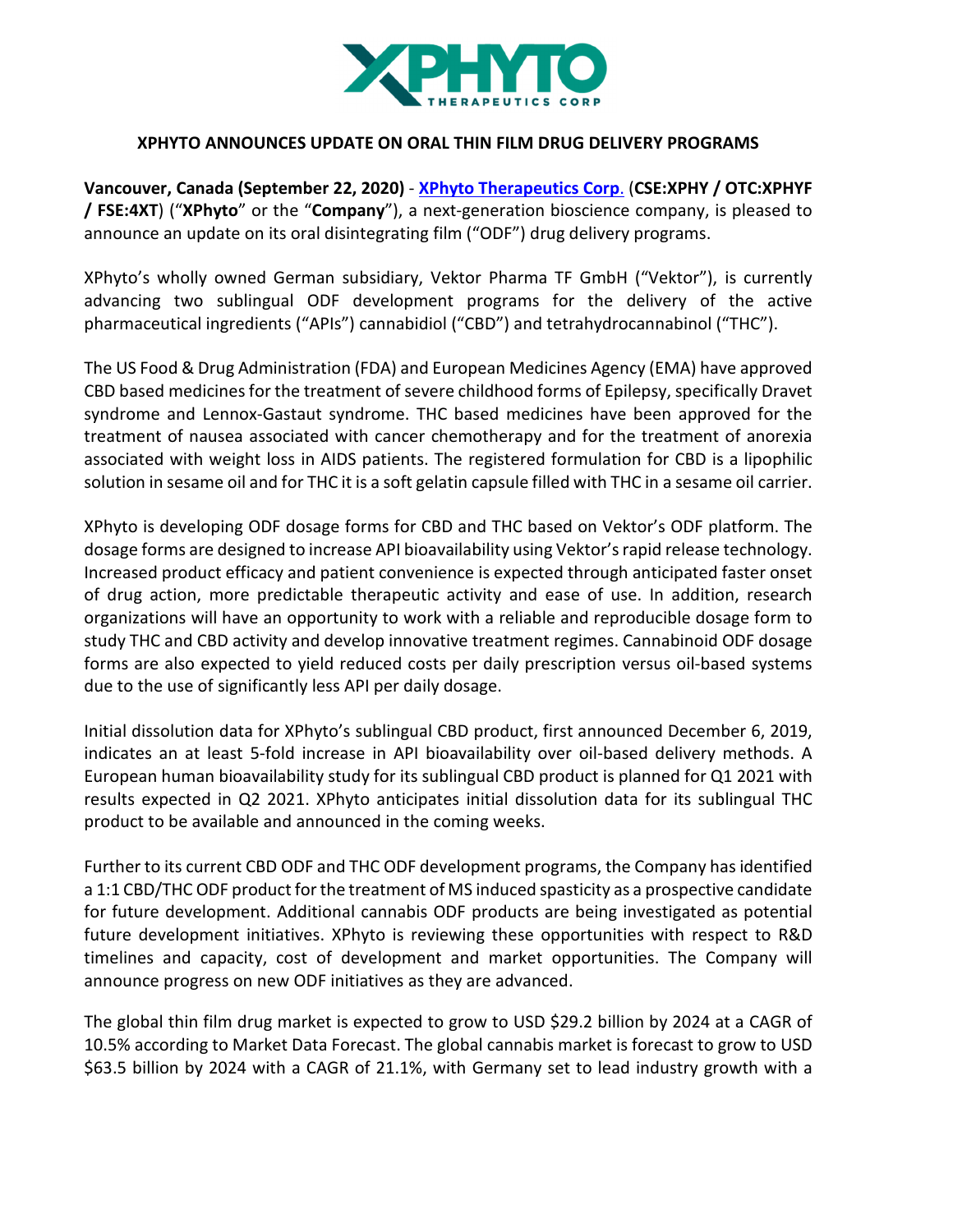## XPHYTO ANNOUNCES UPDATE ON ORAL THIN FILM DRUG DELIVERY PROGRAMS

**Vancouver, Canada (September 22, 2020)** - [XPhyto Therapeutics Corp.](#) (**CSE:XPHY / OTC:XPHYF / FSE:4XT**) ("**XPhyto**" or the "**Company**"), a next-generation bioscience company, is pleased to announce an update on its oral disintegrating film ("ODF") drug delivery programs.

XPhyto's wholly owned German subsidiary, Vektor Pharma TF GmbH ("Vektor"), is currently advancing two sublingual ODF development programs for the delivery of the active pharmaceutical ingredients ("APIs") cannabidiol ("CBD") and tetrahydrocannabinol ("THC").

The US Food & Drug Administration (FDA) and European Medicines Agency (EMA) have approved CBD based medicines for the treatment of severe childhood forms of Epilepsy, specifically Dravet syndrome and Lennox-Gastaut syndrome. THC based medicines have been approved for the treatment of nausea associated with cancer chemotherapy and for the treatment of anorexia associated with weight loss in AIDS patients. The registered formulation for CBD is a lipophilic solution in sesame oil and for THC it is a soft gelatin capsule filled with THC in a sesame oil carrier.

XPhyto is developing ODF dosage forms for CBD and THC based on Vektor's ODF platform. The dosage forms are designed to increase API bioavailability using Vektor's rapid release technology. Increased product efficacy and patient convenience is expected through anticipated faster onset of drug action, more predictable therapeutic activity and ease of use. In addition, research organizations will have an opportunity to work with a reliable and reproducible dosage form to study THC and CBD activity and develop innovative treatment regimes. Cannabinoid ODF dosage forms are also expected to yield reduced costs per daily prescription versus oil-based systems due to the use of significantly less API per daily dosage.

Initial dissolution data for XPhyto's sublingual CBD product, first announced December 6, 2019, indicates an at least 5-fold increase in API bioavailability over oil-based delivery methods. A European human bioavailability study for its sublingual CBD product is planned for Q1 2021 with results expected in Q2 2021. XPhyto anticipates initial dissolution data for its sublingual THC product to be available and announced in the coming weeks.

Further to its current CBD ODF and THC ODF development programs, the Company has identified a 1:1 CBD/THC ODF product for the treatment of MS induced spasticity as a prospective candidate for future development. Additional cannabis ODF products are being investigated as potential future development initiatives. XPhyto is reviewing these opportunities with respect to R&D timelines and capacity, cost of development and market opportunities. The Company will announce progress on new ODF initiatives as they are advanced.

The global thin film drug market is expected to grow to USD $29.2 billion by 2024 at a CAGR of 10.5% according to Market Data Forecast. The global cannabis market is forecast to grow to USD $63.5 billion by 2024 with a CAGR of 21.1%, with Germany set to lead industry growth with a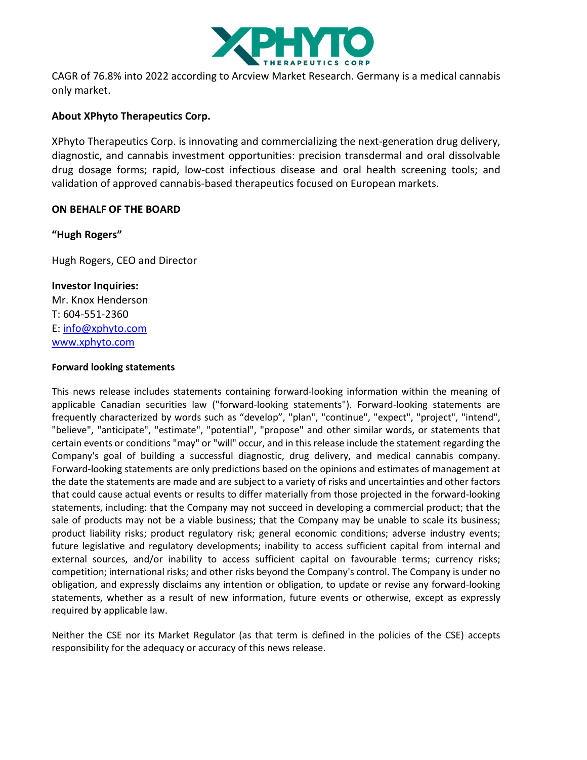CAGR of 76.8% into 2022 according to Arcview Market Research. Germany is a medical cannabis only market.

**About XPhyto Therapeutics Corp.**

XPhyto Therapeutics Corp. is innovating and commercializing the next-generation drug delivery, diagnostic, and cannabis investment opportunities: precision transdermal and oral dissolvable drug dosage forms; rapid, low-cost infectious disease and oral health screening tools; and validation of approved cannabis-based therapeutics focused on European markets.

**ON BEHALF OF THE BOARD**

**"Hugh Rogers"**

Hugh Rogers, CEO and Director

**Investor Inquiries:**
Mr. Knox Henderson
T: 604-551-2360
E: info@xphyto.com
www.xphyto.com

**Forward looking statements**

This news release includes statements containing forward-looking information within the meaning of applicable Canadian securities law ("forward-looking statements"). Forward-looking statements are frequently characterized by words such as "develop", "plan", "continue", "expect", "project", "intend", "believe", "anticipate", "estimate", "potential", "propose" and other similar words, or statements that certain events or conditions "may" or "will" occur, and in this release include the statement regarding the Company's goal of building a successful diagnostic, drug delivery, and medical cannabis company. Forward-looking statements are only predictions based on the opinions and estimates of management at the date the statements are made and are subject to a variety of risks and uncertainties and other factors that could cause actual events or results to differ materially from those projected in the forward-looking statements, including: that the Company may not succeed in developing a commercial product; that the sale of products may not be a viable business; that the Company may be unable to scale its business; product liability risks; product regulatory risk; general economic conditions; adverse industry events; future legislative and regulatory developments; inability to access sufficient capital from internal and external sources, and/or inability to access sufficient capital on favourable terms; currency risks; competition; international risks; and other risks beyond the Company's control. The Company is under no obligation, and expressly disclaims any intention or obligation, to update or revise any forward-looking statements, whether as a result of new information, future events or otherwise, except as expressly required by applicable law.

Neither the CSE nor its Market Regulator (as that term is defined in the policies of the CSE) accepts responsibility for the adequacy or accuracy of this news release.